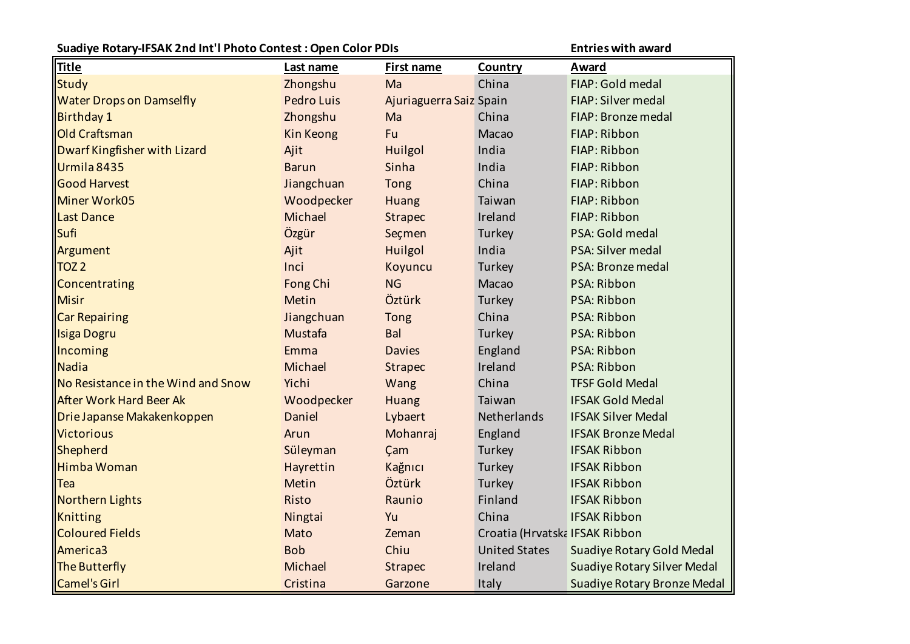**Suadiye Rotary-IFSAK 2nd Int'l Photo Contest : Open Color PDIs** **Entries with award**

| Title | Last name | First name | Country | Award |
|---|---|---|---|---|
| Study | Zhongshu | Ma | China | FIAP: Gold medal |
| Water Drops on Damselfly | Pedro Luis | Ajuriaguerra Saiz | Spain | FIAP: Silver medal |
| Birthday 1 | Zhongshu | Ma | China | FIAP: Bronze medal |
| Old Craftsman | Kin Keong | Fu | Macao | FIAP: Ribbon |
| Dwarf Kingfisher with Lizard | Ajit | Huilgol | India | FIAP: Ribbon |
| Urmila 8435 | Barun | Sinha | India | FIAP: Ribbon |
| Good Harvest | Jiangchuan | Tong | China | FIAP: Ribbon |
| Miner Work05 | Woodpecker | Huang | Taiwan | FIAP: Ribbon |
| Last Dance | Michael | Strapec | Ireland | FIAP: Ribbon |
| Sufi | Özgür | Seçmen | Turkey | PSA: Gold medal |
| Argument | Ajit | Huilgol | India | PSA: Silver medal |
| TOZ 2 | Inci | Koyuncu | Turkey | PSA: Bronze medal |
| Concentrating | Fong Chi | NG | Macao | PSA: Ribbon |
| Misir | Metin | Öztürk | Turkey | PSA: Ribbon |
| Car Repairing | Jiangchuan | Tong | China | PSA: Ribbon |
| Isiga Dogru | Mustafa | Bal | Turkey | PSA: Ribbon |
| Incoming | Emma | Davies | England | PSA: Ribbon |
| Nadia | Michael | Strapec | Ireland | PSA: Ribbon |
| No Resistance in the Wind and Snow | Yichi | Wang | China | TFSF Gold Medal |
| After Work Hard Beer Ak | Woodpecker | Huang | Taiwan | IFSAK Gold Medal |
| Drie Japanse Makakenkoppen | Daniel | Lybaert | Netherlands | IFSAK Silver Medal |
| Victorious | Arun | Mohanraj | England | IFSAK Bronze Medal |
| Shepherd | Süleyman | Çam | Turkey | IFSAK Ribbon |
| Himba Woman | Hayrettin | Kağnıcı | Turkey | IFSAK Ribbon |
| Tea | Metin | Öztürk | Turkey | IFSAK Ribbon |
| Northern Lights | Risto | Raunio | Finland | IFSAK Ribbon |
| Knitting | Ningtai | Yu | China | IFSAK Ribbon |
| Coloured Fields | Mato | Zeman | Croatia (Hrvatska | IFSAK Ribbon |
| America3 | Bob | Chiu | United States | Suadiye Rotary Gold Medal |
| The Butterfly | Michael | Strapec | Ireland | Suadiye Rotary Silver Medal |
| Camel's Girl | Cristina | Garzone | Italy | Suadiye Rotary Bronze Medal |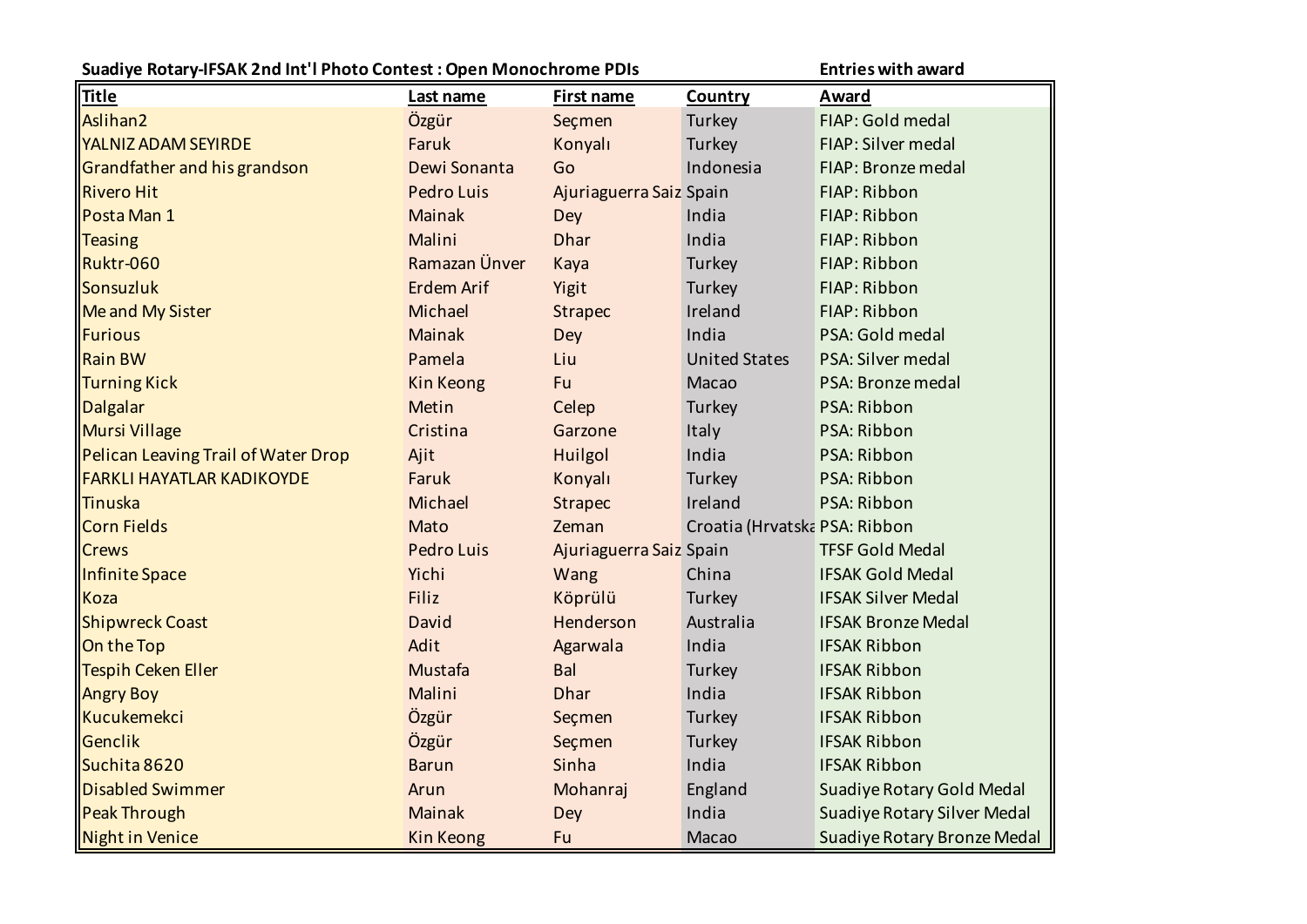**Suadiye Rotary-IFSAK 2nd Int'l Photo Contest : Open Monochrome PDIs** **Entries with award**

| Title | Last name | First name | Country | Award |
|---|---|---|---|---|
| Aslihan2 | Özgür | Seçmen | Turkey | FIAP: Gold medal |
| YALNIZ ADAM SEYIRDE | Faruk | Konyalı | Turkey | FIAP: Silver medal |
| Grandfather and his grandson | Dewi Sonanta | Go | Indonesia | FIAP: Bronze medal |
| Rivero Hit | Pedro Luis | Ajuriaguerra Saiz | Spain | FIAP: Ribbon |
| Posta Man 1 | Mainak | Dey | India | FIAP: Ribbon |
| Teasing | Malini | Dhar | India | FIAP: Ribbon |
| Ruktr-060 | Ramazan Ünver | Kaya | Turkey | FIAP: Ribbon |
| Sonsuzluk | Erdem Arif | Yigit | Turkey | FIAP: Ribbon |
| Me and My Sister | Michael | Strapec | Ireland | FIAP: Ribbon |
| Furious | Mainak | Dey | India | PSA: Gold medal |
| Rain BW | Pamela | Liu | United States | PSA: Silver medal |
| Turning Kick | Kin Keong | Fu | Macao | PSA: Bronze medal |
| Dalgalar | Metin | Celep | Turkey | PSA: Ribbon |
| Mursi Village | Cristina | Garzone | Italy | PSA: Ribbon |
| Pelican Leaving Trail of Water Drop | Ajit | Huilgol | India | PSA: Ribbon |
| FARKLI HAYATLAR KADIKOYDE | Faruk | Konyalı | Turkey | PSA: Ribbon |
| Tinuska | Michael | Strapec | Ireland | PSA: Ribbon |
| Corn Fields | Mato | Zeman | Croatia (Hrvatska | PSA: Ribbon |
| Crews | Pedro Luis | Ajuriaguerra Saiz | Spain | TFSF Gold Medal |
| Infinite Space | Yichi | Wang | China | IFSAK Gold Medal |
| Koza | Filiz | Köprülü | Turkey | IFSAK Silver Medal |
| Shipwreck Coast | David | Henderson | Australia | IFSAK Bronze Medal |
| On the Top | Adit | Agarwala | India | IFSAK Ribbon |
| Tespih Ceken Eller | Mustafa | Bal | Turkey | IFSAK Ribbon |
| Angry Boy | Malini | Dhar | India | IFSAK Ribbon |
| Kucukemekci | Özgür | Seçmen | Turkey | IFSAK Ribbon |
| Genclik | Özgür | Seçmen | Turkey | IFSAK Ribbon |
| Suchita 8620 | Barun | Sinha | India | IFSAK Ribbon |
| Disabled Swimmer | Arun | Mohanraj | England | Suadiye Rotary Gold Medal |
| Peak Through | Mainak | Dey | India | Suadiye Rotary Silver Medal |
| Night in Venice | Kin Keong | Fu | Macao | Suadiye Rotary Bronze Medal |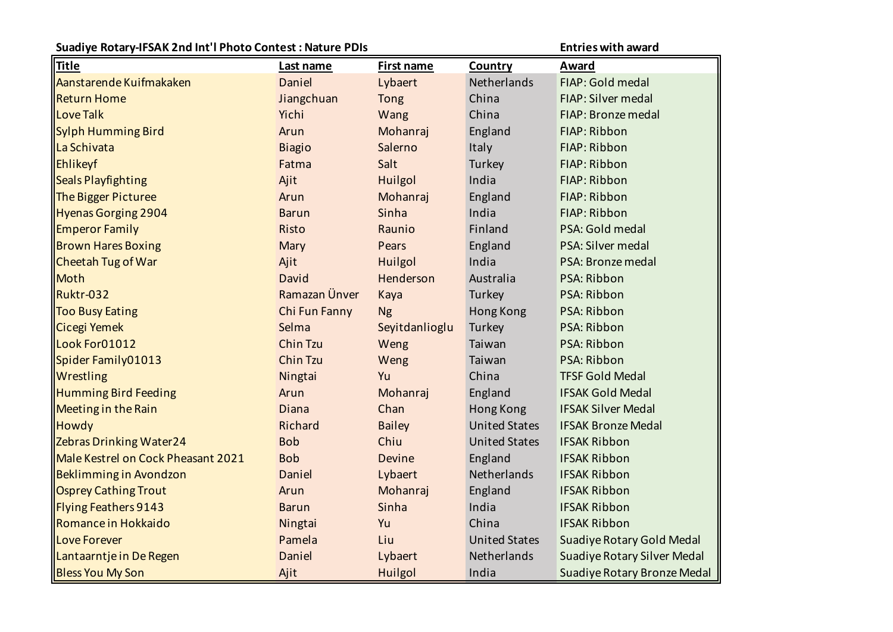**Suadiye Rotary-IFSAK 2nd Int'l Photo Contest : Nature PDIs** **Entries with award**

| Title | Last name | First name | Country | Award |
|---|---|---|---|---|
| Aanstarende Kuifmakaken | Daniel | Lybaert | Netherlands | FIAP: Gold medal |
| Return Home | Jiangchuan | Tong | China | FIAP: Silver medal |
| Love Talk | Yichi | Wang | China | FIAP: Bronze medal |
| Sylph Humming Bird | Arun | Mohanraj | England | FIAP: Ribbon |
| La Schivata | Biagio | Salerno | Italy | FIAP: Ribbon |
| Ehlikeyf | Fatma | Salt | Turkey | FIAP: Ribbon |
| Seals Playfighting | Ajit | Huilgol | India | FIAP: Ribbon |
| The Bigger Picturee | Arun | Mohanraj | England | FIAP: Ribbon |
| Hyenas Gorging 2904 | Barun | Sinha | India | FIAP: Ribbon |
| Emperor Family | Risto | Raunio | Finland | PSA: Gold medal |
| Brown Hares Boxing | Mary | Pears | England | PSA: Silver medal |
| Cheetah Tug of War | Ajit | Huilgol | India | PSA: Bronze medal |
| Moth | David | Henderson | Australia | PSA: Ribbon |
| Ruktr-032 | Ramazan Ünver | Kaya | Turkey | PSA: Ribbon |
| Too Busy Eating | Chi Fun Fanny | Ng | Hong Kong | PSA: Ribbon |
| Cicegi Yemek | Selma | Seyitdanlioglu | Turkey | PSA: Ribbon |
| Look For01012 | Chin Tzu | Weng | Taiwan | PSA: Ribbon |
| Spider Family01013 | Chin Tzu | Weng | Taiwan | PSA: Ribbon |
| Wrestling | Ningtai | Yu | China | TFSF Gold Medal |
| Humming Bird Feeding | Arun | Mohanraj | England | IFSAK Gold Medal |
| Meeting in the Rain | Diana | Chan | Hong Kong | IFSAK Silver Medal |
| Howdy | Richard | Bailey | United States | IFSAK Bronze Medal |
| Zebras Drinking Water24 | Bob | Chiu | United States | IFSAK Ribbon |
| Male Kestrel on Cock Pheasant 2021 | Bob | Devine | England | IFSAK Ribbon |
| Beklimming in Avondzon | Daniel | Lybaert | Netherlands | IFSAK Ribbon |
| Osprey Cathing Trout | Arun | Mohanraj | England | IFSAK Ribbon |
| Flying Feathers 9143 | Barun | Sinha | India | IFSAK Ribbon |
| Romance in Hokkaido | Ningtai | Yu | China | IFSAK Ribbon |
| Love Forever | Pamela | Liu | United States | Suadiye Rotary Gold Medal |
| Lantaarntje in De Regen | Daniel | Lybaert | Netherlands | Suadiye Rotary Silver Medal |
| Bless You My Son | Ajit | Huilgol | India | Suadiye Rotary Bronze Medal |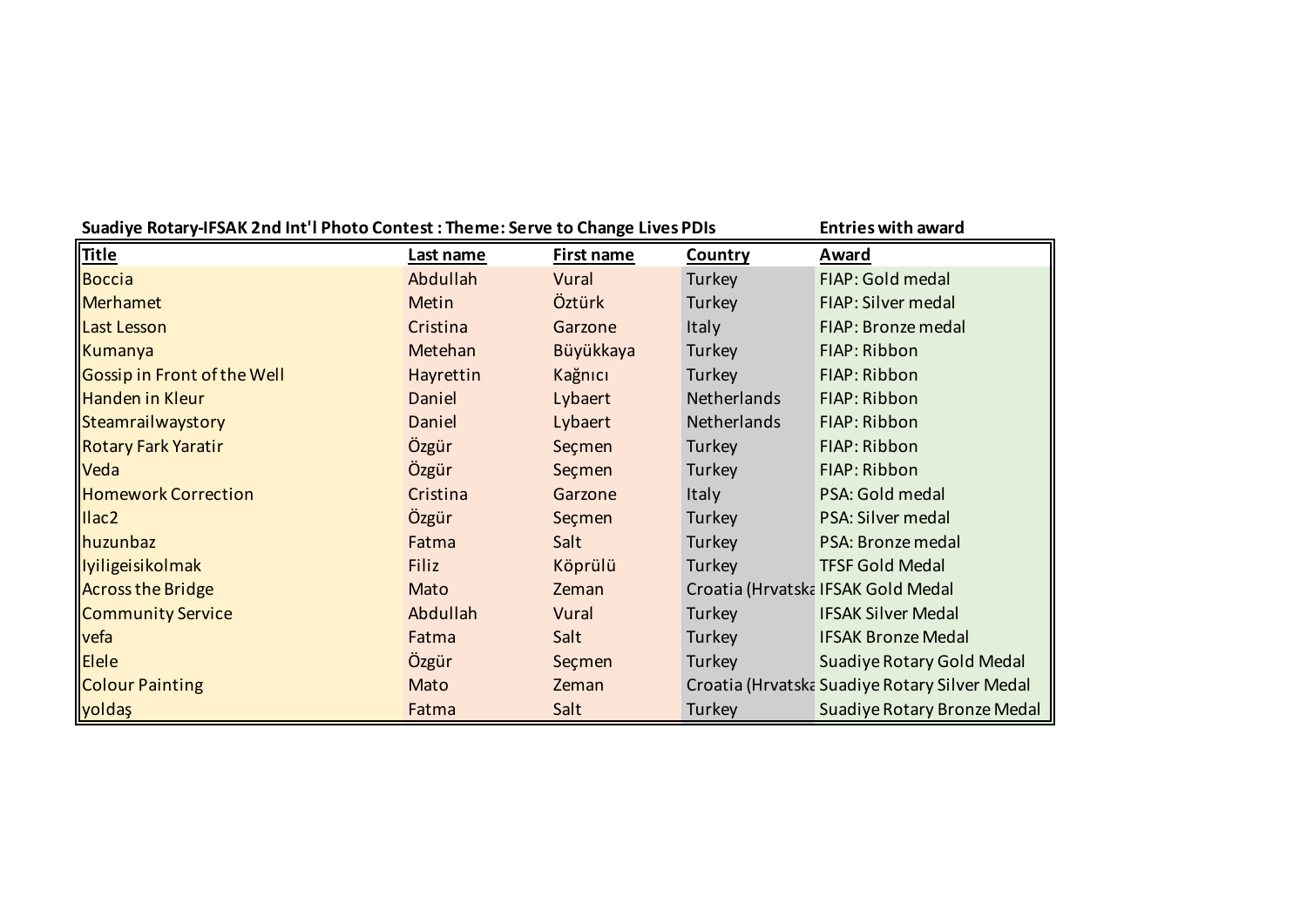**Suadiye Rotary-IFSAK 2nd Int'l Photo Contest : Theme: Serve to Change Lives PDIs** **Entries with award**

| Title | Last name | First name | Country | Award |
|---|---|---|---|---|
| Boccia | Abdullah | Vural | Turkey | FIAP: Gold medal |
| Merhamet | Metin | Öztürk | Turkey | FIAP: Silver medal |
| Last Lesson | Cristina | Garzone | Italy | FIAP: Bronze medal |
| Kumanya | Metehan | Büyükkaya | Turkey | FIAP: Ribbon |
| Gossip in Front of the Well | Hayrettin | Kağnıcı | Turkey | FIAP: Ribbon |
| Handen in Kleur | Daniel | Lybaert | Netherlands | FIAP: Ribbon |
| Steamrailwaystory | Daniel | Lybaert | Netherlands | FIAP: Ribbon |
| Rotary Fark Yaratir | Özgür | Seçmen | Turkey | FIAP: Ribbon |
| Veda | Özgür | Seçmen | Turkey | FIAP: Ribbon |
| Homework Correction | Cristina | Garzone | Italy | PSA: Gold medal |
| Ilac2 | Özgür | Seçmen | Turkey | PSA: Silver medal |
| huzunbaz | Fatma | Salt | Turkey | PSA: Bronze medal |
| Iyiligeisikolmak | Filiz | Köprülü | Turkey | TFSF Gold Medal |
| Across the Bridge | Mato | Zeman | Croatia (Hrvatska | IFSAK Gold Medal |
| Community Service | Abdullah | Vural | Turkey | IFSAK Silver Medal |
| vefa | Fatma | Salt | Turkey | IFSAK Bronze Medal |
| Elele | Özgür | Seçmen | Turkey | Suadiye Rotary Gold Medal |
| Colour Painting | Mato | Zeman | Croatia (Hrvatska | Suadiye Rotary Silver Medal |
| yoldaş | Fatma | Salt | Turkey | Suadiye Rotary Bronze Medal |